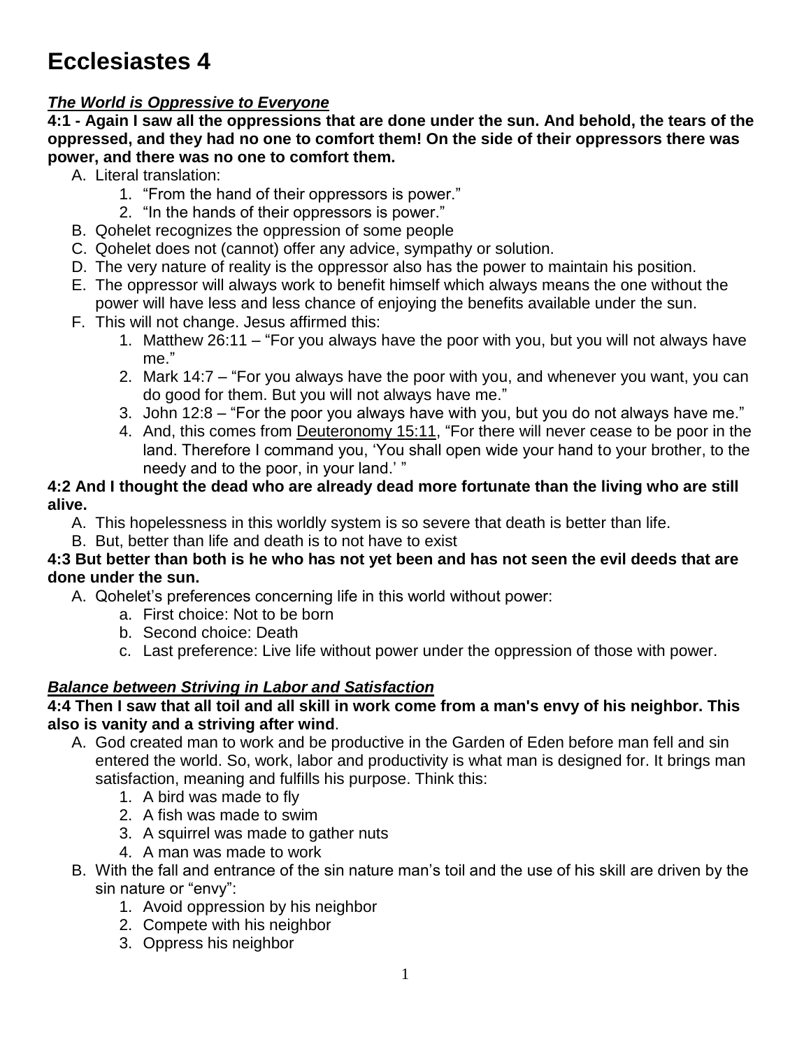# Ecclesiastes 4

***The World is Oppressive to Everyone***

**4:1 - Again I saw all the oppressions that are done under the sun. And behold, the tears of the oppressed, and they had no one to comfort them! On the side of their oppressors there was power, and there was no one to comfort them.**

A. Literal translation:
   1. "From the hand of their oppressors is power."
   2. "In the hands of their oppressors is power."
B. Qohelet recognizes the oppression of some people
C. Qohelet does not (cannot) offer any advice, sympathy or solution.
D. The very nature of reality is the oppressor also has the power to maintain his position.
E. The oppressor will always work to benefit himself which always means the one without the power will have less and less chance of enjoying the benefits available under the sun.
F. This will not change. Jesus affirmed this:
   1. Matthew 26:11 – "For you always have the poor with you, but you will not always have me."
   2. Mark 14:7 – "For you always have the poor with you, and whenever you want, you can do good for them. But you will not always have me."
   3. John 12:8 – "For the poor you always have with you, but you do not always have me."
   4. And, this comes from Deuteronomy 15:11, "For there will never cease to be poor in the land. Therefore I command you, 'You shall open wide your hand to your brother, to the needy and to the poor, in your land.' "

**4:2 And I thought the dead who are already dead more fortunate than the living who are still alive.**

A. This hopelessness in this worldly system is so severe that death is better than life.
B. But, better than life and death is to not have to exist

**4:3 But better than both is he who has not yet been and has not seen the evil deeds that are done under the sun.**

A. Qohelet's preferences concerning life in this world without power:
   a. First choice: Not to be born
   b. Second choice: Death
   c. Last preference: Live life without power under the oppression of those with power.

***Balance between Striving in Labor and Satisfaction***

**4:4 Then I saw that all toil and all skill in work come from a man's envy of his neighbor. This also is vanity and a striving after wind**.

A. God created man to work and be productive in the Garden of Eden before man fell and sin entered the world. So, work, labor and productivity is what man is designed for. It brings man satisfaction, meaning and fulfills his purpose. Think this:
   1. A bird was made to fly
   2. A fish was made to swim
   3. A squirrel was made to gather nuts
   4. A man was made to work
B. With the fall and entrance of the sin nature man's toil and the use of his skill are driven by the sin nature or "envy":
   1. Avoid oppression by his neighbor
   2. Compete with his neighbor
   3. Oppress his neighbor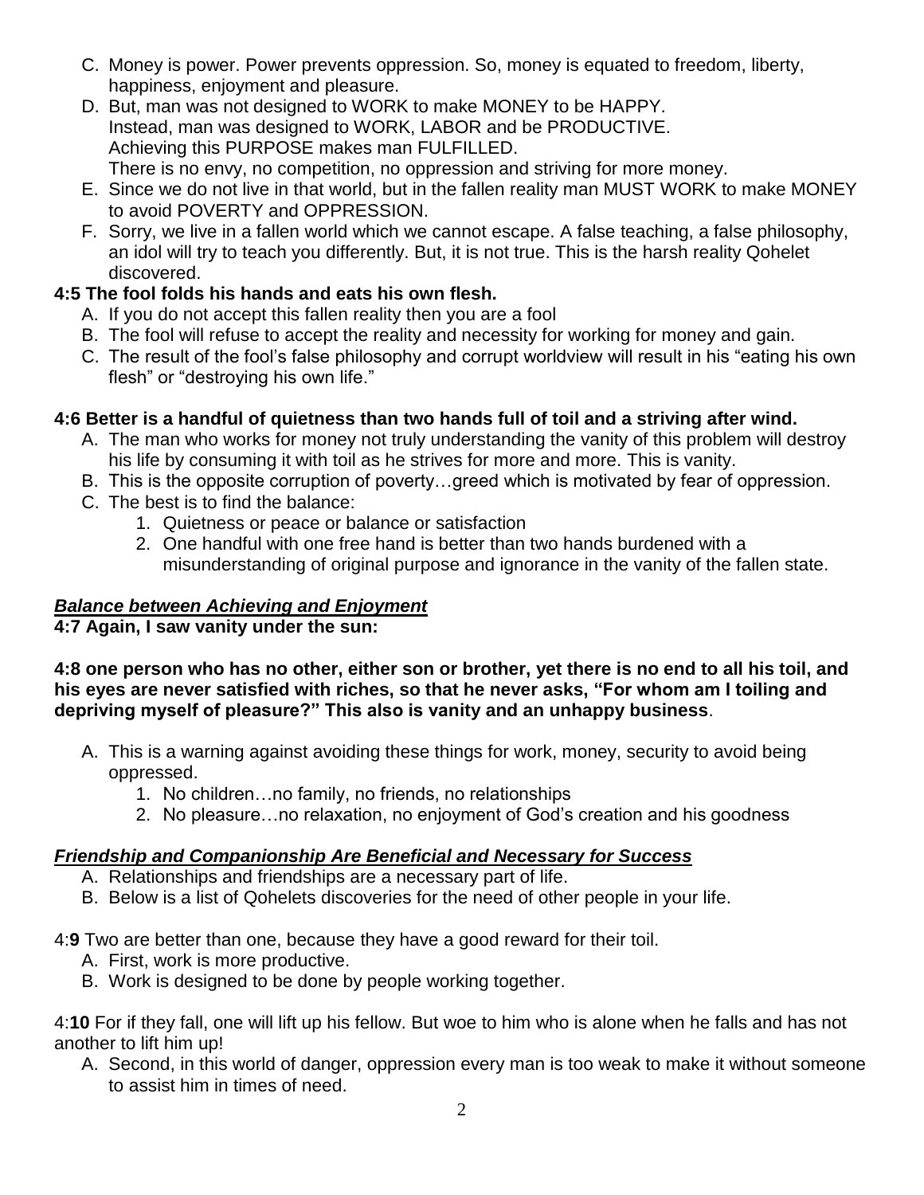C. Money is power. Power prevents oppression. So, money is equated to freedom, liberty, happiness, enjoyment and pleasure.

D. But, man was not designed to WORK to make MONEY to be HAPPY.
Instead, man was designed to WORK, LABOR and be PRODUCTIVE.
Achieving this PURPOSE makes man FULFILLED.
There is no envy, no competition, no oppression and striving for more money.

E. Since we do not live in that world, but in the fallen reality man MUST WORK to make MONEY to avoid POVERTY and OPPRESSION.

F. Sorry, we live in a fallen world which we cannot escape. A false teaching, a false philosophy, an idol will try to teach you differently. But, it is not true. This is the harsh reality Qohelet discovered.

**4:5 The fool folds his hands and eats his own flesh.**

A. If you do not accept this fallen reality then you are a fool
B. The fool will refuse to accept the reality and necessity for working for money and gain.
C. The result of the fool's false philosophy and corrupt worldview will result in his "eating his own flesh" or "destroying his own life."

**4:6 Better is a handful of quietness than two hands full of toil and a striving after wind.**

A. The man who works for money not truly understanding the vanity of this problem will destroy his life by consuming it with toil as he strives for more and more. This is vanity.
B. This is the opposite corruption of poverty…greed which is motivated by fear of oppression.
C. The best is to find the balance:
   1. Quietness or peace or balance or satisfaction
   2. One handful with one free hand is better than two hands burdened with a misunderstanding of original purpose and ignorance in the vanity of the fallen state.

***Balance between Achieving and Enjoyment***

**4:7 Again, I saw vanity under the sun:**

**4:8 one person who has no other, either son or brother, yet there is no end to all his toil, and his eyes are never satisfied with riches, so that he never asks, "For whom am I toiling and depriving myself of pleasure?" This also is vanity and an unhappy business**.

A. This is a warning against avoiding these things for work, money, security to avoid being oppressed.
   1. No children…no family, no friends, no relationships
   2. No pleasure…no relaxation, no enjoyment of God's creation and his goodness

***Friendship and Companionship Are Beneficial and Necessary for Success***

A. Relationships and friendships are a necessary part of life.
B. Below is a list of Qohelets discoveries for the need of other people in your life.

4:**9** Two are better than one, because they have a good reward for their toil.

A. First, work is more productive.
B. Work is designed to be done by people working together.

4:**10** For if they fall, one will lift up his fellow. But woe to him who is alone when he falls and has not another to lift him up!

A. Second, in this world of danger, oppression every man is too weak to make it without someone to assist him in times of need.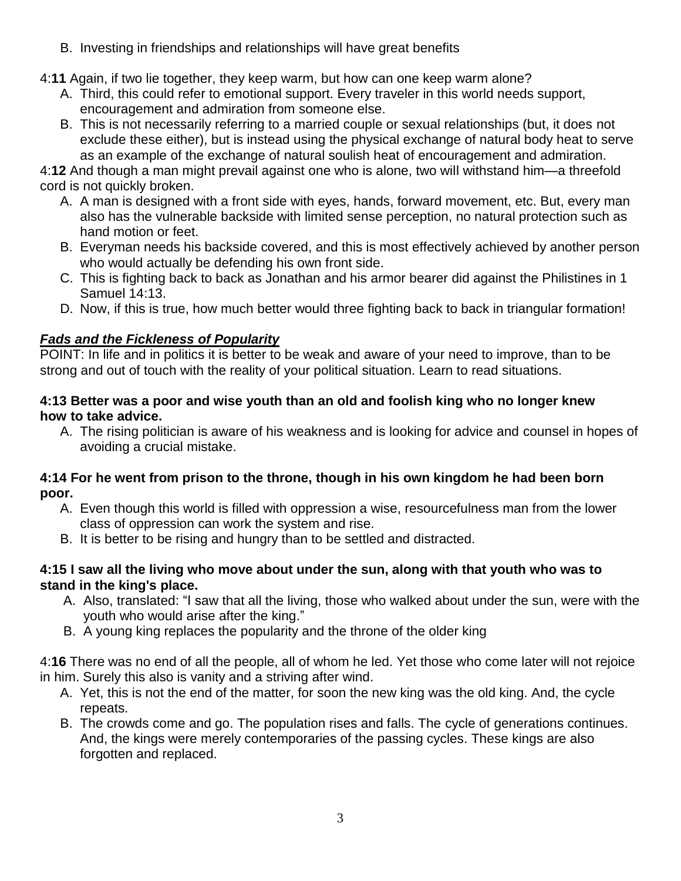B. Investing in friendships and relationships will have great benefits

4:**11** Again, if two lie together, they keep warm, but how can one keep warm alone?

A. Third, this could refer to emotional support. Every traveler in this world needs support, encouragement and admiration from someone else.
B. This is not necessarily referring to a married couple or sexual relationships (but, it does not exclude these either), but is instead using the physical exchange of natural body heat to serve as an example of the exchange of natural soulish heat of encouragement and admiration.

4:**12** And though a man might prevail against one who is alone, two will withstand him—a threefold cord is not quickly broken.

A. A man is designed with a front side with eyes, hands, forward movement, etc. But, every man also has the vulnerable backside with limited sense perception, no natural protection such as hand motion or feet.
B. Everyman needs his backside covered, and this is most effectively achieved by another person who would actually be defending his own front side.
C. This is fighting back to back as Jonathan and his armor bearer did against the Philistines in 1 Samuel 14:13.
D. Now, if this is true, how much better would three fighting back to back in triangular formation!

### ***Fads and the Fickleness of Popularity***

POINT: In life and in politics it is better to be weak and aware of your need to improve, than to be strong and out of touch with the reality of your political situation. Learn to read situations.

**4:13 Better was a poor and wise youth than an old and foolish king who no longer knew how to take advice.**

A. The rising politician is aware of his weakness and is looking for advice and counsel in hopes of avoiding a crucial mistake.

**4:14 For he went from prison to the throne, though in his own kingdom he had been born poor.**

A. Even though this world is filled with oppression a wise, resourcefulness man from the lower class of oppression can work the system and rise.
B. It is better to be rising and hungry than to be settled and distracted.

**4:15 I saw all the living who move about under the sun, along with that youth who was to stand in the king's place.**

A. Also, translated: "I saw that all the living, those who walked about under the sun, were with the youth who would arise after the king."
B. A young king replaces the popularity and the throne of the older king

4:**16** There was no end of all the people, all of whom he led. Yet those who come later will not rejoice in him. Surely this also is vanity and a striving after wind.

A. Yet, this is not the end of the matter, for soon the new king was the old king. And, the cycle repeats.
B. The crowds come and go. The population rises and falls. The cycle of generations continues. And, the kings were merely contemporaries of the passing cycles. These kings are also forgotten and replaced.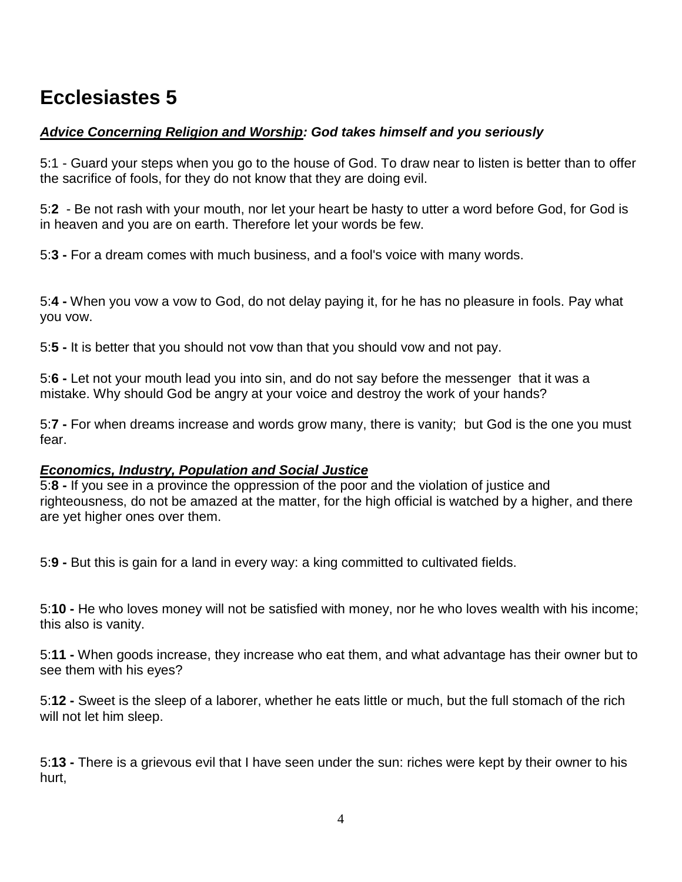# Ecclesiastes 5

***Advice Concerning Religion and Worship**: God takes himself and you seriously*

5:1 - Guard your steps when you go to the house of God. To draw near to listen is better than to offer the sacrifice of fools, for they do not know that they are doing evil.

5:**2** - Be not rash with your mouth, nor let your heart be hasty to utter a word before God, for God is in heaven and you are on earth. Therefore let your words be few.

5:**3 -** For a dream comes with much business, and a fool's voice with many words.

5:**4 -** When you vow a vow to God, do not delay paying it, for he has no pleasure in fools. Pay what you vow.

5:**5 -** It is better that you should not vow than that you should vow and not pay.

5:**6 -** Let not your mouth lead you into sin, and do not say before the messenger that it was a mistake. Why should God be angry at your voice and destroy the work of your hands?

5:**7 -** For when dreams increase and words grow many, there is vanity; but God is the one you must fear.

***Economics, Industry, Population and Social Justice***

5:**8 -** If you see in a province the oppression of the poor and the violation of justice and righteousness, do not be amazed at the matter, for the high official is watched by a higher, and there are yet higher ones over them.

5:**9 -** But this is gain for a land in every way: a king committed to cultivated fields.

5:**10 -** He who loves money will not be satisfied with money, nor he who loves wealth with his income; this also is vanity.

5:**11 -** When goods increase, they increase who eat them, and what advantage has their owner but to see them with his eyes?

5:**12 -** Sweet is the sleep of a laborer, whether he eats little or much, but the full stomach of the rich will not let him sleep.

5:**13 -** There is a grievous evil that I have seen under the sun: riches were kept by their owner to his hurt,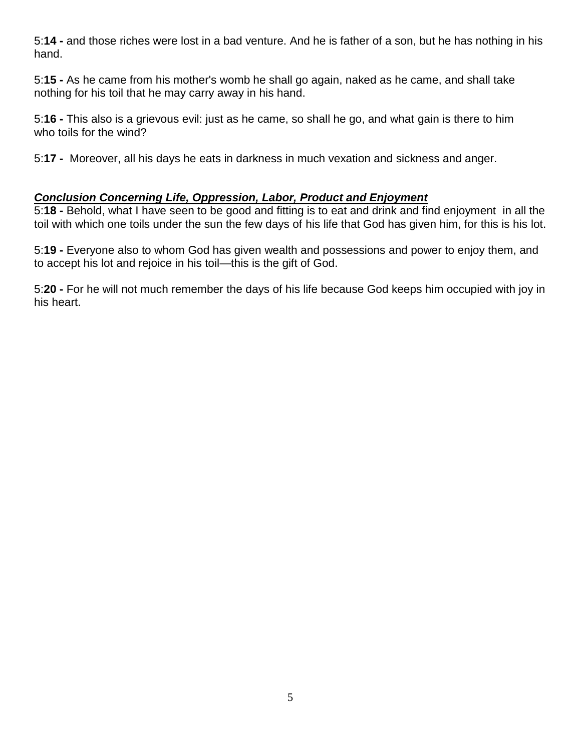5:**14 -** and those riches were lost in a bad venture. And he is father of a son, but he has nothing in his hand.

5:**15 -** As he came from his mother's womb he shall go again, naked as he came, and shall take nothing for his toil that he may carry away in his hand.

5:**16 -** This also is a grievous evil: just as he came, so shall he go, and what gain is there to him who toils for the wind?

5:**17 -** Moreover, all his days he eats in darkness in much vexation and sickness and anger.

***<u>Conclusion Concerning Life, Oppression, Labor, Product and Enjoyment</u>***

5:**18 -** Behold, what I have seen to be good and fitting is to eat and drink and find enjoyment in all the toil with which one toils under the sun the few days of his life that God has given him, for this is his lot.

5:**19 -** Everyone also to whom God has given wealth and possessions and power to enjoy them, and to accept his lot and rejoice in his toil—this is the gift of God.

5:**20 -** For he will not much remember the days of his life because God keeps him occupied with joy in his heart.